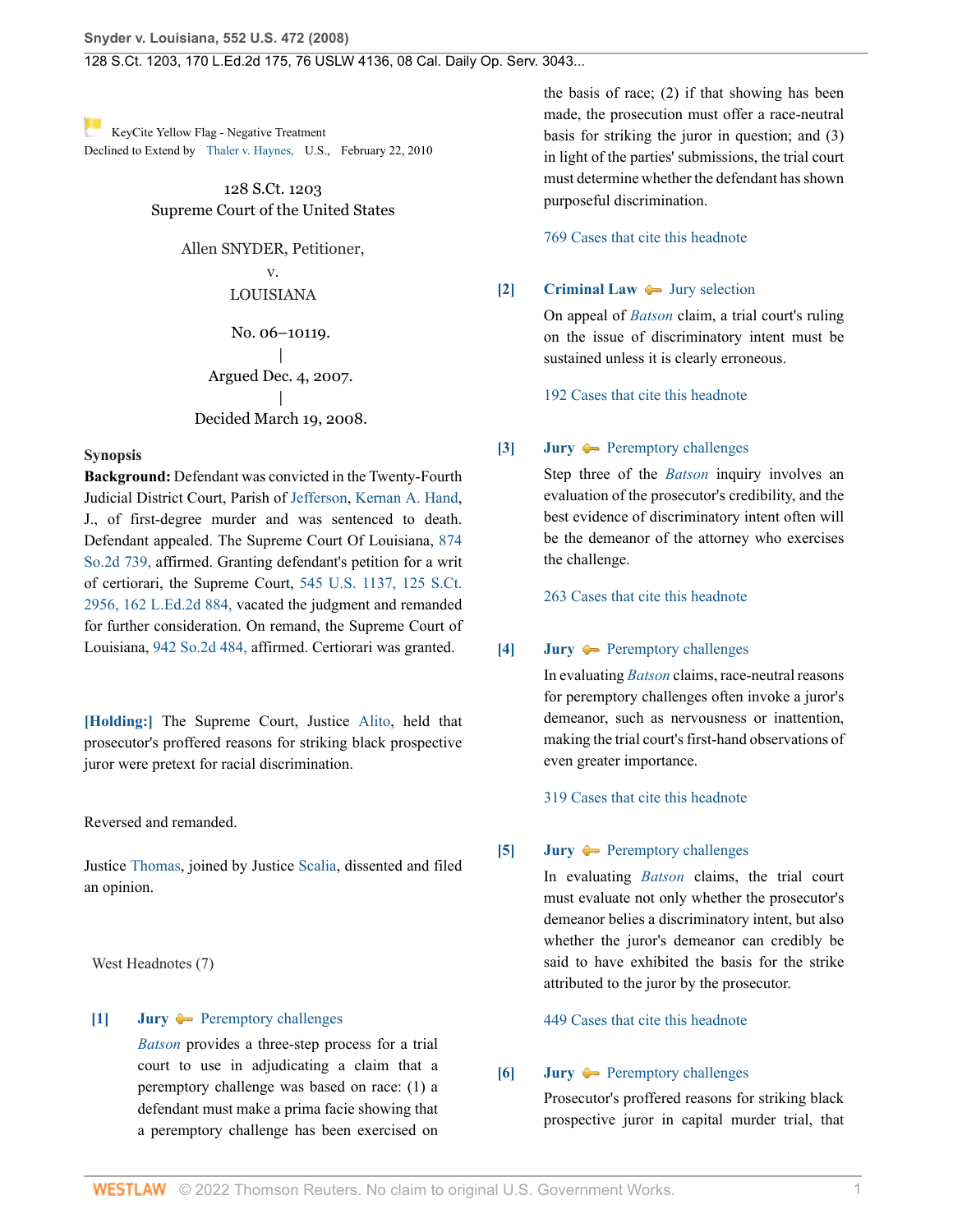KeyCite Yellow Flag - Negative Treatment
Declined to Extend by Thaler v. Haynes, U.S., February 22, 2010

128 S.Ct. 1203
Supreme Court of the United States

Allen SNYDER, Petitioner,
v.
LOUISIANA

No. 06–10119.
|
Argued Dec. 4, 2007.
|
Decided March 19, 2008.

**Synopsis**

**Background:** Defendant was convicted in the Twenty-Fourth Judicial District Court, Parish of Jefferson, Kernan A. Hand, J., of first-degree murder and was sentenced to death. Defendant appealed. The Supreme Court Of Louisiana, 874 So.2d 739, affirmed. Granting defendant's petition for a writ of certiorari, the Supreme Court, 545 U.S. 1137, 125 S.Ct. 2956, 162 L.Ed.2d 884, vacated the judgment and remanded for further consideration. On remand, the Supreme Court of Louisiana, 942 So.2d 484, affirmed. Certiorari was granted.

**[Holding:]** The Supreme Court, Justice Alito, held that prosecutor's proffered reasons for striking black prospective juror were pretext for racial discrimination.

Reversed and remanded.

Justice Thomas, joined by Justice Scalia, dissented and filed an opinion.

West Headnotes (7)

**[1]** **Jury** Peremptory challenges

*Batson* provides a three-step process for a trial court to use in adjudicating a claim that a peremptory challenge was based on race: (1) a defendant must make a prima facie showing that a peremptory challenge has been exercised on the basis of race; (2) if that showing has been made, the prosecution must offer a race-neutral basis for striking the juror in question; and (3) in light of the parties' submissions, the trial court must determine whether the defendant has shown purposeful discrimination.

769 Cases that cite this headnote

**[2]** **Criminal Law** Jury selection

On appeal of *Batson* claim, a trial court's ruling on the issue of discriminatory intent must be sustained unless it is clearly erroneous.

192 Cases that cite this headnote

**[3]** **Jury** Peremptory challenges

Step three of the *Batson* inquiry involves an evaluation of the prosecutor's credibility, and the best evidence of discriminatory intent often will be the demeanor of the attorney who exercises the challenge.

263 Cases that cite this headnote

**[4]** **Jury** Peremptory challenges

In evaluating *Batson* claims, race-neutral reasons for peremptory challenges often invoke a juror's demeanor, such as nervousness or inattention, making the trial court's first-hand observations of even greater importance.

319 Cases that cite this headnote

**[5]** **Jury** Peremptory challenges

In evaluating *Batson* claims, the trial court must evaluate not only whether the prosecutor's demeanor belies a discriminatory intent, but also whether the juror's demeanor can credibly be said to have exhibited the basis for the strike attributed to the juror by the prosecutor.

449 Cases that cite this headnote

**[6]** **Jury** Peremptory challenges

Prosecutor's proffered reasons for striking black prospective juror in capital murder trial, that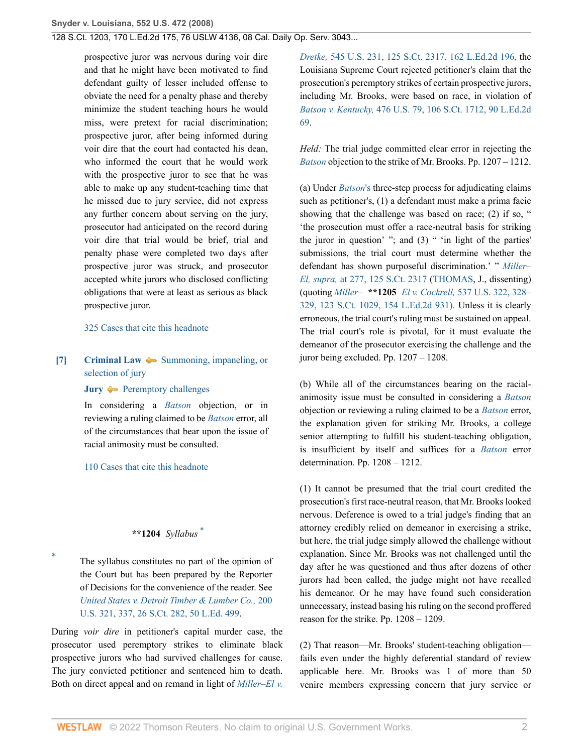prospective juror was nervous during voir dire and that he might have been motivated to find defendant guilty of lesser included offense to obviate the need for a penalty phase and thereby minimize the student teaching hours he would miss, were pretext for racial discrimination; prospective juror, after being informed during voir dire that the court had contacted his dean, who informed the court that he would work with the prospective juror to see that he was able to make up any student-teaching time that he missed due to jury service, did not express any further concern about serving on the jury, prosecutor had anticipated on the record during voir dire that trial would be brief, trial and penalty phase were completed two days after prospective juror was struck, and prosecutor accepted white jurors who disclosed conflicting obligations that were at least as serious as black prospective juror.

325 Cases that cite this headnote

**[7]** **Criminal Law** Summoning, impaneling, or selection of jury

**Jury** Peremptory challenges

In considering a *Batson* objection, or in reviewing a ruling claimed to be *Batson* error, all of the circumstances that bear upon the issue of racial animosity must be consulted.

110 Cases that cite this headnote

**\*\*1204** *Syllabus* [*]

[*] The syllabus constitutes no part of the opinion of the Court but has been prepared by the Reporter of Decisions for the convenience of the reader. See *United States v. Detroit Timber & Lumber Co.,* 200 U.S. 321, 337, 26 S.Ct. 282, 50 L.Ed. 499.

During *voir dire* in petitioner's capital murder case, the prosecutor used peremptory strikes to eliminate black prospective jurors who had survived challenges for cause. The jury convicted petitioner and sentenced him to death. Both on direct appeal and on remand in light of *Miller–El v. Dretke,* 545 U.S. 231, 125 S.Ct. 2317, 162 L.Ed.2d 196, the Louisiana Supreme Court rejected petitioner's claim that the prosecution's peremptory strikes of certain prospective jurors, including Mr. Brooks, were based on race, in violation of *Batson v. Kentucky,* 476 U.S. 79, 106 S.Ct. 1712, 90 L.Ed.2d 69.

*Held:* The trial judge committed clear error in rejecting the *Batson* objection to the strike of Mr. Brooks. Pp. 1207 – 1212.

(a) Under *Batson*'s three-step process for adjudicating claims such as petitioner's, (1) a defendant must make a prima facie showing that the challenge was based on race; (2) if so, " 'the prosecution must offer a race-neutral basis for striking the juror in question' "; and (3) " 'in light of the parties' submissions, the trial court must determine whether the defendant has shown purposeful discrimination.' " *Miller–El, supra,* at 277, 125 S.Ct. 2317 (THOMAS, J., dissenting) (quoting *Miller–* **\*\*1205** *El v. Cockrell,* 537 U.S. 322, 328–329, 123 S.Ct. 1029, 154 L.Ed.2d 931). Unless it is clearly erroneous, the trial court's ruling must be sustained on appeal. The trial court's role is pivotal, for it must evaluate the demeanor of the prosecutor exercising the challenge and the juror being excluded. Pp. 1207 – 1208.

(b) While all of the circumstances bearing on the racial-animosity issue must be consulted in considering a *Batson* objection or reviewing a ruling claimed to be a *Batson* error, the explanation given for striking Mr. Brooks, a college senior attempting to fulfill his student-teaching obligation, is insufficient by itself and suffices for a *Batson* error determination. Pp. 1208 – 1212.

(1) It cannot be presumed that the trial court credited the prosecution's first race-neutral reason, that Mr. Brooks looked nervous. Deference is owed to a trial judge's finding that an attorney credibly relied on demeanor in exercising a strike, but here, the trial judge simply allowed the challenge without explanation. Since Mr. Brooks was not challenged until the day after he was questioned and thus after dozens of other jurors had been called, the judge might not have recalled his demeanor. Or he may have found such consideration unnecessary, instead basing his ruling on the second proffered reason for the strike. Pp. 1208 – 1209.

(2) That reason—Mr. Brooks' student-teaching obligation—fails even under the highly deferential standard of review applicable here. Mr. Brooks was 1 of more than 50 venire members expressing concern that jury service or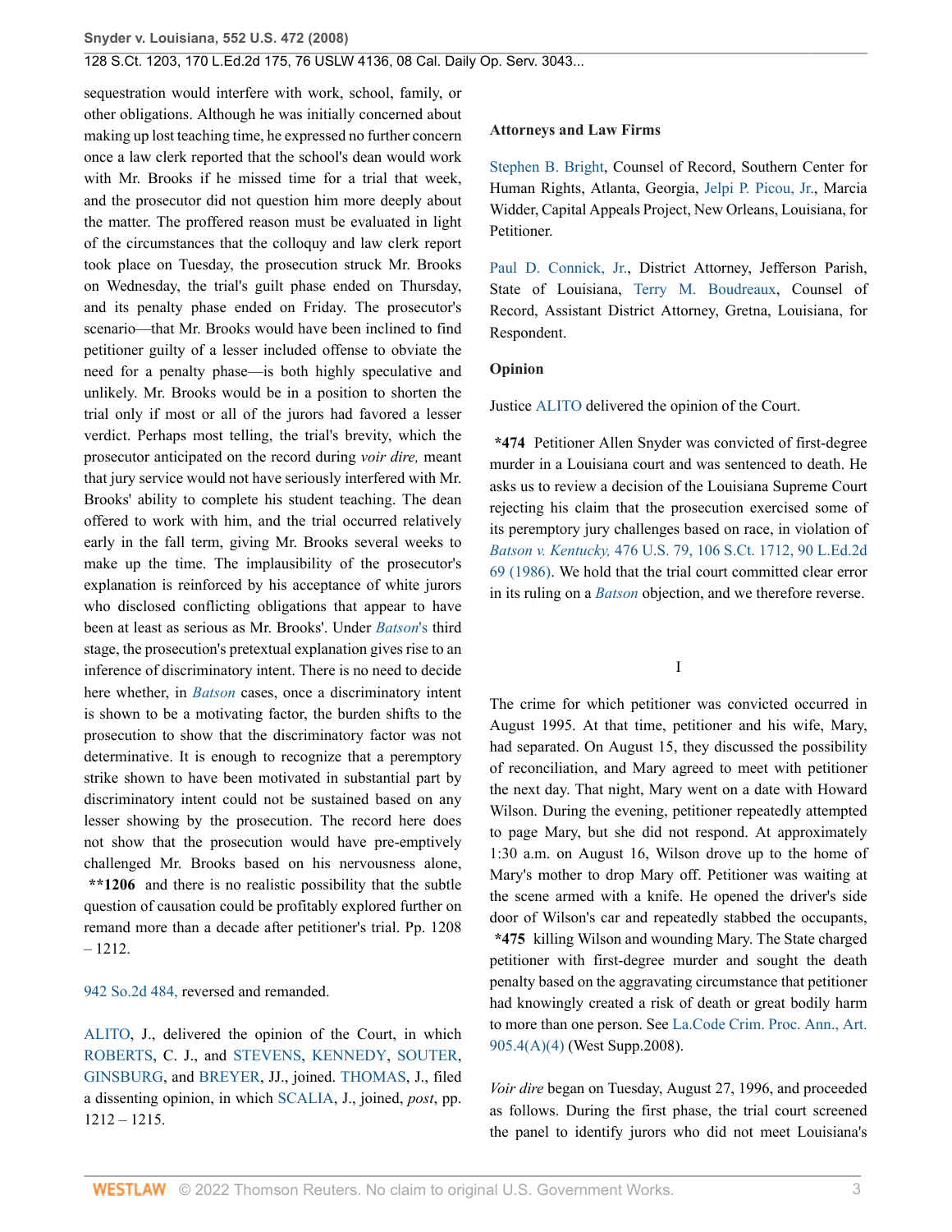sequestration would interfere with work, school, family, or other obligations. Although he was initially concerned about making up lost teaching time, he expressed no further concern once a law clerk reported that the school's dean would work with Mr. Brooks if he missed time for a trial that week, and the prosecutor did not question him more deeply about the matter. The proffered reason must be evaluated in light of the circumstances that the colloquy and law clerk report took place on Tuesday, the prosecution struck Mr. Brooks on Wednesday, the trial's guilt phase ended on Thursday, and its penalty phase ended on Friday. The prosecutor's scenario—that Mr. Brooks would have been inclined to find petitioner guilty of a lesser included offense to obviate the need for a penalty phase—is both highly speculative and unlikely. Mr. Brooks would be in a position to shorten the trial only if most or all of the jurors had favored a lesser verdict. Perhaps most telling, the trial's brevity, which the prosecutor anticipated on the record during *voir dire,* meant that jury service would not have seriously interfered with Mr. Brooks' ability to complete his student teaching. The dean offered to work with him, and the trial occurred relatively early in the fall term, giving Mr. Brooks several weeks to make up the time. The implausibility of the prosecutor's explanation is reinforced by his acceptance of white jurors who disclosed conflicting obligations that appear to have been at least as serious as Mr. Brooks'. Under *Batson*'s third stage, the prosecution's pretextual explanation gives rise to an inference of discriminatory intent. There is no need to decide here whether, in *Batson* cases, once a discriminatory intent is shown to be a motivating factor, the burden shifts to the prosecution to show that the discriminatory factor was not determinative. It is enough to recognize that a peremptory strike shown to have been motivated in substantial part by discriminatory intent could not be sustained based on any lesser showing by the prosecution. The record here does not show that the prosecution would have pre-emptively challenged Mr. Brooks based on his nervousness alone, **\*\*1206** and there is no realistic possibility that the subtle question of causation could be profitably explored further on remand more than a decade after petitioner's trial. Pp. 1208 – 1212.

942 So.2d 484, reversed and remanded.

ALITO, J., delivered the opinion of the Court, in which ROBERTS, C. J., and STEVENS, KENNEDY, SOUTER, GINSBURG, and BREYER, JJ., joined. THOMAS, J., filed a dissenting opinion, in which SCALIA, J., joined, *post*, pp. 1212 – 1215.

**Attorneys and Law Firms**

Stephen B. Bright, Counsel of Record, Southern Center for Human Rights, Atlanta, Georgia, Jelpi P. Picou, Jr., Marcia Widder, Capital Appeals Project, New Orleans, Louisiana, for Petitioner.

Paul D. Connick, Jr., District Attorney, Jefferson Parish, State of Louisiana, Terry M. Boudreaux, Counsel of Record, Assistant District Attorney, Gretna, Louisiana, for Respondent.

**Opinion**

Justice ALITO delivered the opinion of the Court.

**\*474** Petitioner Allen Snyder was convicted of first-degree murder in a Louisiana court and was sentenced to death. He asks us to review a decision of the Louisiana Supreme Court rejecting his claim that the prosecution exercised some of its peremptory jury challenges based on race, in violation of *Batson v. Kentucky,* 476 U.S. 79, 106 S.Ct. 1712, 90 L.Ed.2d 69 (1986). We hold that the trial court committed clear error in its ruling on a *Batson* objection, and we therefore reverse.

## I

The crime for which petitioner was convicted occurred in August 1995. At that time, petitioner and his wife, Mary, had separated. On August 15, they discussed the possibility of reconciliation, and Mary agreed to meet with petitioner the next day. That night, Mary went on a date with Howard Wilson. During the evening, petitioner repeatedly attempted to page Mary, but she did not respond. At approximately 1:30 a.m. on August 16, Wilson drove up to the home of Mary's mother to drop Mary off. Petitioner was waiting at the scene armed with a knife. He opened the driver's side door of Wilson's car and repeatedly stabbed the occupants, **\*475** killing Wilson and wounding Mary. The State charged petitioner with first-degree murder and sought the death penalty based on the aggravating circumstance that petitioner had knowingly created a risk of death or great bodily harm to more than one person. See La.Code Crim. Proc. Ann., Art. 905.4(A)(4) (West Supp.2008).

*Voir dire* began on Tuesday, August 27, 1996, and proceeded as follows. During the first phase, the trial court screened the panel to identify jurors who did not meet Louisiana's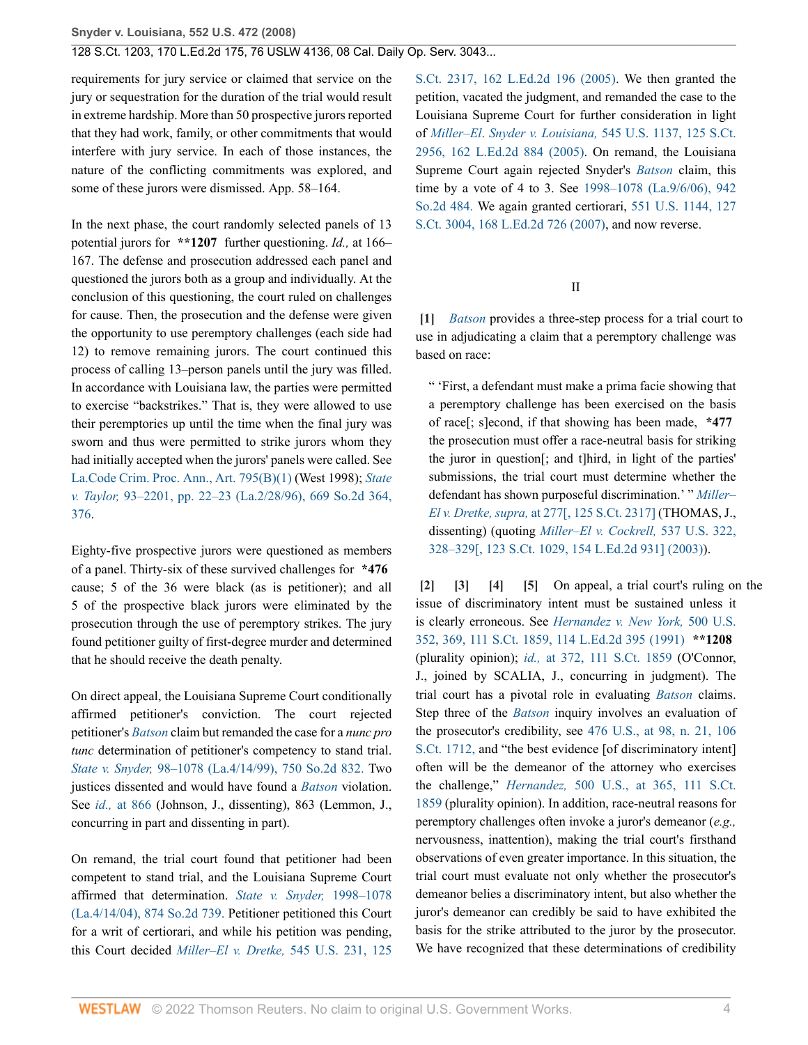requirements for jury service or claimed that service on the jury or sequestration for the duration of the trial would result in extreme hardship. More than 50 prospective jurors reported that they had work, family, or other commitments that would interfere with jury service. In each of those instances, the nature of the conflicting commitments was explored, and some of these jurors were dismissed. App. 58–164.

In the next phase, the court randomly selected panels of 13 potential jurors for **\*\*1207** further questioning. *Id.,* at 166–167. The defense and prosecution addressed each panel and questioned the jurors both as a group and individually. At the conclusion of this questioning, the court ruled on challenges for cause. Then, the prosecution and the defense were given the opportunity to use peremptory challenges (each side had 12) to remove remaining jurors. The court continued this process of calling 13–person panels until the jury was filled. In accordance with Louisiana law, the parties were permitted to exercise "backstrikes." That is, they were allowed to use their peremptories up until the time when the final jury was sworn and thus were permitted to strike jurors whom they had initially accepted when the jurors' panels were called. See La.Code Crim. Proc. Ann., Art. 795(B)(1) (West 1998); *State v. Taylor,* 93–2201, pp. 22–23 (La.2/28/96), 669 So.2d 364, 376.

Eighty-five prospective jurors were questioned as members of a panel. Thirty-six of these survived challenges for **\*476** cause; 5 of the 36 were black (as is petitioner); and all 5 of the prospective black jurors were eliminated by the prosecution through the use of peremptory strikes. The jury found petitioner guilty of first-degree murder and determined that he should receive the death penalty.

On direct appeal, the Louisiana Supreme Court conditionally affirmed petitioner's conviction. The court rejected petitioner's *Batson* claim but remanded the case for a *nunc pro tunc* determination of petitioner's competency to stand trial. *State v. Snyder,* 98–1078 (La.4/14/99), 750 So.2d 832. Two justices dissented and would have found a *Batson* violation. See *id.,* at 866 (Johnson, J., dissenting), 863 (Lemmon, J., concurring in part and dissenting in part).

On remand, the trial court found that petitioner had been competent to stand trial, and the Louisiana Supreme Court affirmed that determination. *State v. Snyder,* 1998–1078 (La.4/14/04), 874 So.2d 739. Petitioner petitioned this Court for a writ of certiorari, and while his petition was pending, this Court decided *Miller–El v. Dretke,* 545 U.S. 231, 125 S.Ct. 2317, 162 L.Ed.2d 196 (2005). We then granted the petition, vacated the judgment, and remanded the case to the Louisiana Supreme Court for further consideration in light of *Miller–El. Snyder v. Louisiana,* 545 U.S. 1137, 125 S.Ct. 2956, 162 L.Ed.2d 884 (2005). On remand, the Louisiana Supreme Court again rejected Snyder's *Batson* claim, this time by a vote of 4 to 3. See 1998–1078 (La.9/6/06), 942 So.2d 484. We again granted certiorari, 551 U.S. 1144, 127 S.Ct. 3004, 168 L.Ed.2d 726 (2007), and now reverse.

## II

**[1]** *Batson* provides a three-step process for a trial court to use in adjudicating a claim that a peremptory challenge was based on race:

> " 'First, a defendant must make a prima facie showing that a peremptory challenge has been exercised on the basis of race[; s]econd, if that showing has been made, **\*477** the prosecution must offer a race-neutral basis for striking the juror in question[; and t]hird, in light of the parties' submissions, the trial court must determine whether the defendant has shown purposeful discrimination.' " *Miller–El v. Dretke, supra,* at 277[, 125 S.Ct. 2317] (THOMAS, J., dissenting) (quoting *Miller–El v. Cockrell,* 537 U.S. 322, 328–329[, 123 S.Ct. 1029, 154 L.Ed.2d 931] (2003)).

**[2]** **[3]** **[4]** **[5]** On appeal, a trial court's ruling on the issue of discriminatory intent must be sustained unless it is clearly erroneous. See *Hernandez v. New York,* 500 U.S. 352, 369, 111 S.Ct. 1859, 114 L.Ed.2d 395 (1991) **\*\*1208** (plurality opinion); *id.,* at 372, 111 S.Ct. 1859 (O'Connor, J., joined by SCALIA, J., concurring in judgment). The trial court has a pivotal role in evaluating *Batson* claims. Step three of the *Batson* inquiry involves an evaluation of the prosecutor's credibility, see 476 U.S., at 98, n. 21, 106 S.Ct. 1712, and "the best evidence [of discriminatory intent] often will be the demeanor of the attorney who exercises the challenge," *Hernandez,* 500 U.S., at 365, 111 S.Ct. 1859 (plurality opinion). In addition, race-neutral reasons for peremptory challenges often invoke a juror's demeanor (*e.g.,* nervousness, inattention), making the trial court's firsthand observations of even greater importance. In this situation, the trial court must evaluate not only whether the prosecutor's demeanor belies a discriminatory intent, but also whether the juror's demeanor can credibly be said to have exhibited the basis for the strike attributed to the juror by the prosecutor. We have recognized that these determinations of credibility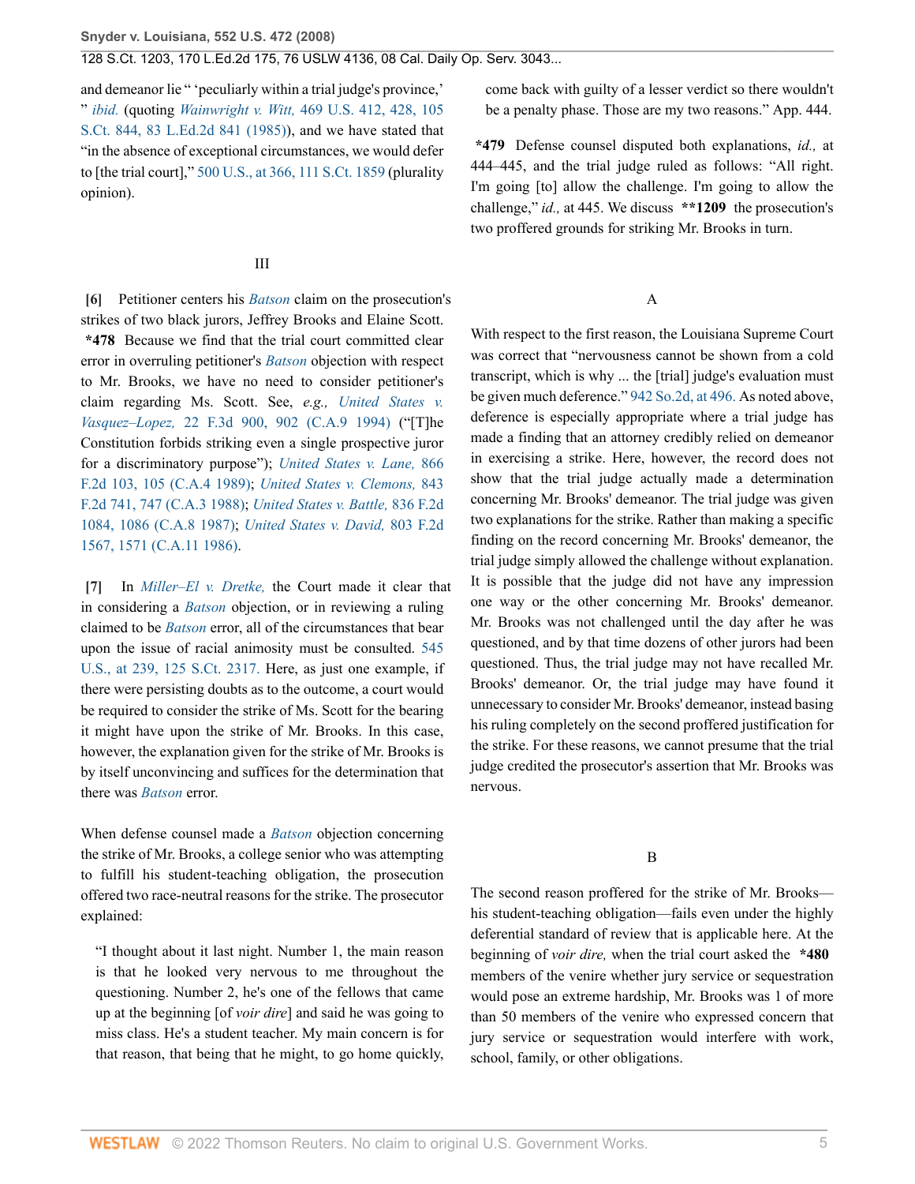and demeanor lie " 'peculiarly within a trial judge's province,' " *ibid.* (quoting *Wainwright v. Witt,* 469 U.S. 412, 428, 105 S.Ct. 844, 83 L.Ed.2d 841 (1985)), and we have stated that "in the absence of exceptional circumstances, we would defer to [the trial court]," 500 U.S., at 366, 111 S.Ct. 1859 (plurality opinion).

### III

**[6]** Petitioner centers his *Batson* claim on the prosecution's strikes of two black jurors, Jeffrey Brooks and Elaine Scott. **\*478** Because we find that the trial court committed clear error in overruling petitioner's *Batson* objection with respect to Mr. Brooks, we have no need to consider petitioner's claim regarding Ms. Scott. See, *e.g., United States v. Vasquez–Lopez,* 22 F.3d 900, 902 (C.A.9 1994) ("[T]he Constitution forbids striking even a single prospective juror for a discriminatory purpose"); *United States v. Lane,* 866 F.2d 103, 105 (C.A.4 1989); *United States v. Clemons,* 843 F.2d 741, 747 (C.A.3 1988); *United States v. Battle,* 836 F.2d 1084, 1086 (C.A.8 1987); *United States v. David,* 803 F.2d 1567, 1571 (C.A.11 1986).

**[7]** In *Miller–El v. Dretke,* the Court made it clear that in considering a *Batson* objection, or in reviewing a ruling claimed to be *Batson* error, all of the circumstances that bear upon the issue of racial animosity must be consulted. 545 U.S., at 239, 125 S.Ct. 2317. Here, as just one example, if there were persisting doubts as to the outcome, a court would be required to consider the strike of Ms. Scott for the bearing it might have upon the strike of Mr. Brooks. In this case, however, the explanation given for the strike of Mr. Brooks is by itself unconvincing and suffices for the determination that there was *Batson* error.

When defense counsel made a *Batson* objection concerning the strike of Mr. Brooks, a college senior who was attempting to fulfill his student-teaching obligation, the prosecution offered two race-neutral reasons for the strike. The prosecutor explained:

> "I thought about it last night. Number 1, the main reason is that he looked very nervous to me throughout the questioning. Number 2, he's one of the fellows that came up at the beginning [of *voir dire*] and said he was going to miss class. He's a student teacher. My main concern is for that reason, that being that he might, to go home quickly, come back with guilty of a lesser verdict so there wouldn't be a penalty phase. Those are my two reasons." App. 444.

**\*479** Defense counsel disputed both explanations, *id.,* at 444–445, and the trial judge ruled as follows: "All right. I'm going [to] allow the challenge. I'm going to allow the challenge," *id.,* at 445. We discuss **\*\*1209** the prosecution's two proffered grounds for striking Mr. Brooks in turn.

#### A

With respect to the first reason, the Louisiana Supreme Court was correct that "nervousness cannot be shown from a cold transcript, which is why ... the [trial] judge's evaluation must be given much deference." 942 So.2d, at 496. As noted above, deference is especially appropriate where a trial judge has made a finding that an attorney credibly relied on demeanor in exercising a strike. Here, however, the record does not show that the trial judge actually made a determination concerning Mr. Brooks' demeanor. The trial judge was given two explanations for the strike. Rather than making a specific finding on the record concerning Mr. Brooks' demeanor, the trial judge simply allowed the challenge without explanation. It is possible that the judge did not have any impression one way or the other concerning Mr. Brooks' demeanor. Mr. Brooks was not challenged until the day after he was questioned, and by that time dozens of other jurors had been questioned. Thus, the trial judge may not have recalled Mr. Brooks' demeanor. Or, the trial judge may have found it unnecessary to consider Mr. Brooks' demeanor, instead basing his ruling completely on the second proffered justification for the strike. For these reasons, we cannot presume that the trial judge credited the prosecutor's assertion that Mr. Brooks was nervous.

#### B

The second reason proffered for the strike of Mr. Brooks—his student-teaching obligation—fails even under the highly deferential standard of review that is applicable here. At the beginning of *voir dire,* when the trial court asked the **\*480** members of the venire whether jury service or sequestration would pose an extreme hardship, Mr. Brooks was 1 of more than 50 members of the venire who expressed concern that jury service or sequestration would interfere with work, school, family, or other obligations.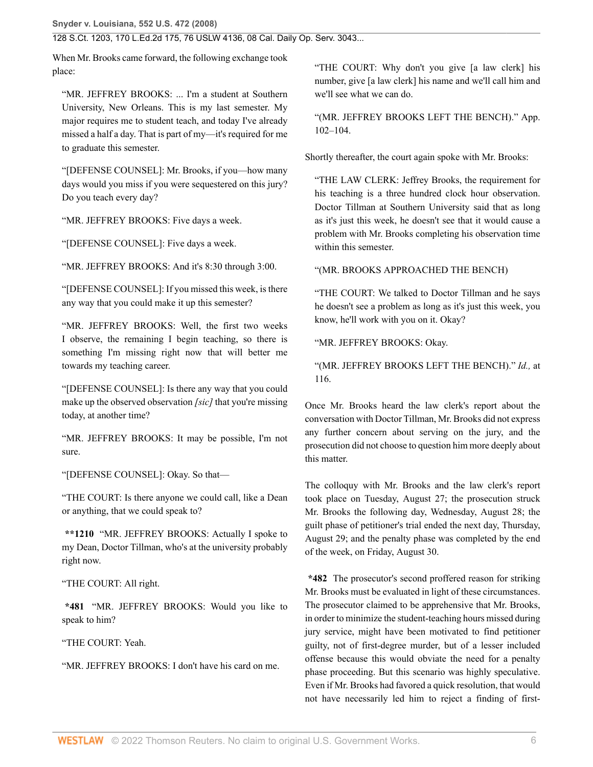When Mr. Brooks came forward, the following exchange took place:

"MR. JEFFREY BROOKS: ... I'm a student at Southern University, New Orleans. This is my last semester. My major requires me to student teach, and today I've already missed a half a day. That is part of my—it's required for me to graduate this semester.

"[DEFENSE COUNSEL]: Mr. Brooks, if you—how many days would you miss if you were sequestered on this jury? Do you teach every day?

"MR. JEFFREY BROOKS: Five days a week.

"[DEFENSE COUNSEL]: Five days a week.

"MR. JEFFREY BROOKS: And it's 8:30 through 3:00.

"[DEFENSE COUNSEL]: If you missed this week, is there any way that you could make it up this semester?

"MR. JEFFREY BROOKS: Well, the first two weeks I observe, the remaining I begin teaching, so there is something I'm missing right now that will better me towards my teaching career.

"[DEFENSE COUNSEL]: Is there any way that you could make up the observed observation *[sic]* that you're missing today, at another time?

"MR. JEFFREY BROOKS: It may be possible, I'm not sure.

"[DEFENSE COUNSEL]: Okay. So that—

"THE COURT: Is there anyone we could call, like a Dean or anything, that we could speak to?

**\*\*1210** "MR. JEFFREY BROOKS: Actually I spoke to my Dean, Doctor Tillman, who's at the university probably right now.

"THE COURT: All right.

**\*481** "MR. JEFFREY BROOKS: Would you like to speak to him?

"THE COURT: Yeah.

"MR. JEFFREY BROOKS: I don't have his card on me.

"THE COURT: Why don't you give [a law clerk] his number, give [a law clerk] his name and we'll call him and we'll see what we can do.

"(MR. JEFFREY BROOKS LEFT THE BENCH)." App. 102–104.

Shortly thereafter, the court again spoke with Mr. Brooks:

"THE LAW CLERK: Jeffrey Brooks, the requirement for his teaching is a three hundred clock hour observation. Doctor Tillman at Southern University said that as long as it's just this week, he doesn't see that it would cause a problem with Mr. Brooks completing his observation time within this semester.

"(MR. BROOKS APPROACHED THE BENCH)

"THE COURT: We talked to Doctor Tillman and he says he doesn't see a problem as long as it's just this week, you know, he'll work with you on it. Okay?

"MR. JEFFREY BROOKS: Okay.

"(MR. JEFFREY BROOKS LEFT THE BENCH)." *Id.,* at 116.

Once Mr. Brooks heard the law clerk's report about the conversation with Doctor Tillman, Mr. Brooks did not express any further concern about serving on the jury, and the prosecution did not choose to question him more deeply about this matter.

The colloquy with Mr. Brooks and the law clerk's report took place on Tuesday, August 27; the prosecution struck Mr. Brooks the following day, Wednesday, August 28; the guilt phase of petitioner's trial ended the next day, Thursday, August 29; and the penalty phase was completed by the end of the week, on Friday, August 30.

**\*482** The prosecutor's second proffered reason for striking Mr. Brooks must be evaluated in light of these circumstances. The prosecutor claimed to be apprehensive that Mr. Brooks, in order to minimize the student-teaching hours missed during jury service, might have been motivated to find petitioner guilty, not of first-degree murder, but of a lesser included offense because this would obviate the need for a penalty phase proceeding. But this scenario was highly speculative. Even if Mr. Brooks had favored a quick resolution, that would not have necessarily led him to reject a finding of first-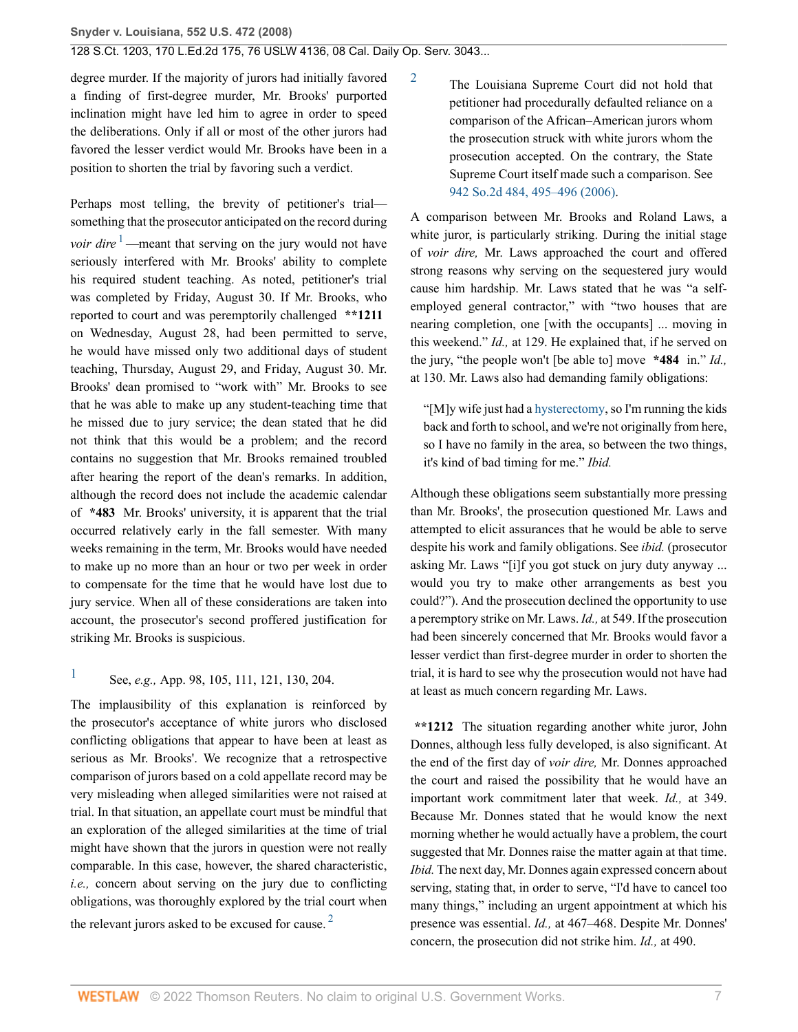degree murder. If the majority of jurors had initially favored a finding of first-degree murder, Mr. Brooks' purported inclination might have led him to agree in order to speed the deliberations. Only if all or most of the other jurors had favored the lesser verdict would Mr. Brooks have been in a position to shorten the trial by favoring such a verdict.

Perhaps most telling, the brevity of petitioner's trial—something that the prosecutor anticipated on the record during *voir dire*[1] —meant that serving on the jury would not have seriously interfered with Mr. Brooks' ability to complete his required student teaching. As noted, petitioner's trial was completed by Friday, August 30. If Mr. Brooks, who reported to court and was peremptorily challenged **\*\*1211** on Wednesday, August 28, had been permitted to serve, he would have missed only two additional days of student teaching, Thursday, August 29, and Friday, August 30. Mr. Brooks' dean promised to "work with" Mr. Brooks to see that he was able to make up any student-teaching time that he missed due to jury service; the dean stated that he did not think that this would be a problem; and the record contains no suggestion that Mr. Brooks remained troubled after hearing the report of the dean's remarks. In addition, although the record does not include the academic calendar of **\*483** Mr. Brooks' university, it is apparent that the trial occurred relatively early in the fall semester. With many weeks remaining in the term, Mr. Brooks would have needed to make up no more than an hour or two per week in order to compensate for the time that he would have lost due to jury service. When all of these considerations are taken into account, the prosecutor's second proffered justification for striking Mr. Brooks is suspicious.

1 See, *e.g.,* App. 98, 105, 111, 121, 130, 204.

The implausibility of this explanation is reinforced by the prosecutor's acceptance of white jurors who disclosed conflicting obligations that appear to have been at least as serious as Mr. Brooks'. We recognize that a retrospective comparison of jurors based on a cold appellate record may be very misleading when alleged similarities were not raised at trial. In that situation, an appellate court must be mindful that an exploration of the alleged similarities at the time of trial might have shown that the jurors in question were not really comparable. In this case, however, the shared characteristic, *i.e.,* concern about serving on the jury due to conflicting obligations, was thoroughly explored by the trial court when the relevant jurors asked to be excused for cause.[2]

2 The Louisiana Supreme Court did not hold that petitioner had procedurally defaulted reliance on a comparison of the African–American jurors whom the prosecution struck with white jurors whom the prosecution accepted. On the contrary, the State Supreme Court itself made such a comparison. See 942 So.2d 484, 495–496 (2006).

A comparison between Mr. Brooks and Roland Laws, a white juror, is particularly striking. During the initial stage of *voir dire,* Mr. Laws approached the court and offered strong reasons why serving on the sequestered jury would cause him hardship. Mr. Laws stated that he was "a self-employed general contractor," with "two houses that are nearing completion, one [with the occupants] ... moving in this weekend." *Id.,* at 129. He explained that, if he served on the jury, "the people won't [be able to] move **\*484** in." *Id.,* at 130. Mr. Laws also had demanding family obligations:

> "[M]y wife just had a hysterectomy, so I'm running the kids back and forth to school, and we're not originally from here, so I have no family in the area, so between the two things, it's kind of bad timing for me." *Ibid.*

Although these obligations seem substantially more pressing than Mr. Brooks', the prosecution questioned Mr. Laws and attempted to elicit assurances that he would be able to serve despite his work and family obligations. See *ibid.* (prosecutor asking Mr. Laws "[i]f you got stuck on jury duty anyway ... would you try to make other arrangements as best you could?"). And the prosecution declined the opportunity to use a peremptory strike on Mr. Laws. *Id.,* at 549. If the prosecution had been sincerely concerned that Mr. Brooks would favor a lesser verdict than first-degree murder in order to shorten the trial, it is hard to see why the prosecution would not have had at least as much concern regarding Mr. Laws.

**\*\*1212** The situation regarding another white juror, John Donnes, although less fully developed, is also significant. At the end of the first day of *voir dire,* Mr. Donnes approached the court and raised the possibility that he would have an important work commitment later that week. *Id.,* at 349. Because Mr. Donnes stated that he would know the next morning whether he would actually have a problem, the court suggested that Mr. Donnes raise the matter again at that time. *Ibid.* The next day, Mr. Donnes again expressed concern about serving, stating that, in order to serve, "I'd have to cancel too many things," including an urgent appointment at which his presence was essential. *Id.,* at 467–468. Despite Mr. Donnes' concern, the prosecution did not strike him. *Id.,* at 490.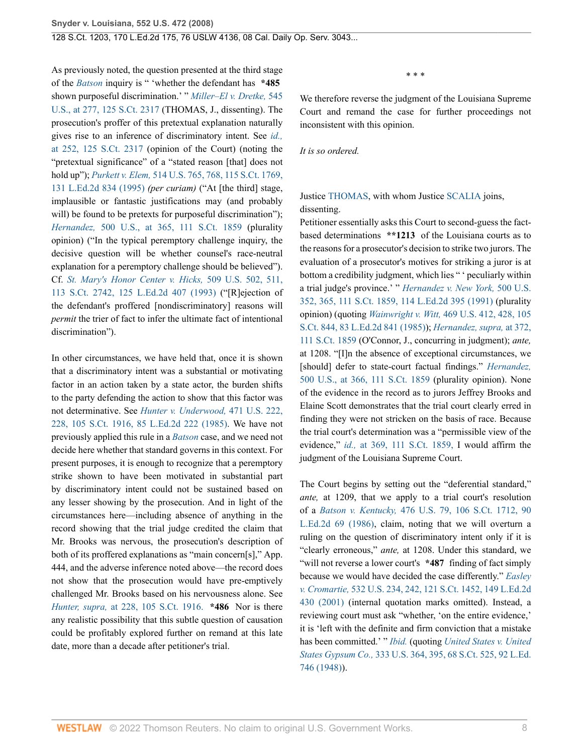As previously noted, the question presented at the third stage of the *Batson* inquiry is " 'whether the defendant has **\*485** shown purposeful discrimination.' " *Miller–El v. Dretke,* 545 U.S., at 277, 125 S.Ct. 2317 (THOMAS, J., dissenting). The prosecution's proffer of this pretextual explanation naturally gives rise to an inference of discriminatory intent. See *id.,* at 252, 125 S.Ct. 2317 (opinion of the Court) (noting the "pretextual significance" of a "stated reason [that] does not hold up"); *Purkett v. Elem,* 514 U.S. 765, 768, 115 S.Ct. 1769, 131 L.Ed.2d 834 (1995) *(per curiam)* ("At [the third] stage, implausible or fantastic justifications may (and probably will) be found to be pretexts for purposeful discrimination"); *Hernandez,* 500 U.S., at 365, 111 S.Ct. 1859 (plurality opinion) ("In the typical peremptory challenge inquiry, the decisive question will be whether counsel's race-neutral explanation for a peremptory challenge should be believed"). Cf. *St. Mary's Honor Center v. Hicks,* 509 U.S. 502, 511, 113 S.Ct. 2742, 125 L.Ed.2d 407 (1993) ("[R]ejection of the defendant's proffered [nondiscriminatory] reasons will *permit* the trier of fact to infer the ultimate fact of intentional discrimination").

In other circumstances, we have held that, once it is shown that a discriminatory intent was a substantial or motivating factor in an action taken by a state actor, the burden shifts to the party defending the action to show that this factor was not determinative. See *Hunter v. Underwood,* 471 U.S. 222, 228, 105 S.Ct. 1916, 85 L.Ed.2d 222 (1985). We have not previously applied this rule in a *Batson* case, and we need not decide here whether that standard governs in this context. For present purposes, it is enough to recognize that a peremptory strike shown to have been motivated in substantial part by discriminatory intent could not be sustained based on any lesser showing by the prosecution. And in light of the circumstances here—including absence of anything in the record showing that the trial judge credited the claim that Mr. Brooks was nervous, the prosecution's description of both of its proffered explanations as "main concern[s]," App. 444, and the adverse inference noted above—the record does not show that the prosecution would have pre-emptively challenged Mr. Brooks based on his nervousness alone. See *Hunter, supra,* at 228, 105 S.Ct. 1916. **\*486** Nor is there any realistic possibility that this subtle question of causation could be profitably explored further on remand at this late date, more than a decade after petitioner's trial.

\* \* \*

We therefore reverse the judgment of the Louisiana Supreme Court and remand the case for further proceedings not inconsistent with this opinion.

*It is so ordered.*

Justice THOMAS, with whom Justice SCALIA joins, dissenting.

Petitioner essentially asks this Court to second-guess the fact-based determinations **\*\*1213** of the Louisiana courts as to the reasons for a prosecutor's decision to strike two jurors. The evaluation of a prosecutor's motives for striking a juror is at bottom a credibility judgment, which lies " ' peculiarly within a trial judge's province.' " *Hernandez v. New York,* 500 U.S. 352, 365, 111 S.Ct. 1859, 114 L.Ed.2d 395 (1991) (plurality opinion) (quoting *Wainwright v. Witt,* 469 U.S. 412, 428, 105 S.Ct. 844, 83 L.Ed.2d 841 (1985)); *Hernandez, supra,* at 372, 111 S.Ct. 1859 (O'Connor, J., concurring in judgment); *ante,* at 1208. "[I]n the absence of exceptional circumstances, we [should] defer to state-court factual findings." *Hernandez,* 500 U.S., at 366, 111 S.Ct. 1859 (plurality opinion). None of the evidence in the record as to jurors Jeffrey Brooks and Elaine Scott demonstrates that the trial court clearly erred in finding they were not stricken on the basis of race. Because the trial court's determination was a "permissible view of the evidence," *id.,* at 369, 111 S.Ct. 1859, I would affirm the judgment of the Louisiana Supreme Court.

The Court begins by setting out the "deferential standard," *ante,* at 1209, that we apply to a trial court's resolution of a *Batson v. Kentucky,* 476 U.S. 79, 106 S.Ct. 1712, 90 L.Ed.2d 69 (1986), claim, noting that we will overturn a ruling on the question of discriminatory intent only if it is "clearly erroneous," *ante,* at 1208. Under this standard, we "will not reverse a lower court's **\*487** finding of fact simply because we would have decided the case differently." *Easley v. Cromartie,* 532 U.S. 234, 242, 121 S.Ct. 1452, 149 L.Ed.2d 430 (2001) (internal quotation marks omitted). Instead, a reviewing court must ask "whether, 'on the entire evidence,' it is 'left with the definite and firm conviction that a mistake has been committed.' " *Ibid.* (quoting *United States v. United States Gypsum Co.,* 333 U.S. 364, 395, 68 S.Ct. 525, 92 L.Ed. 746 (1948)).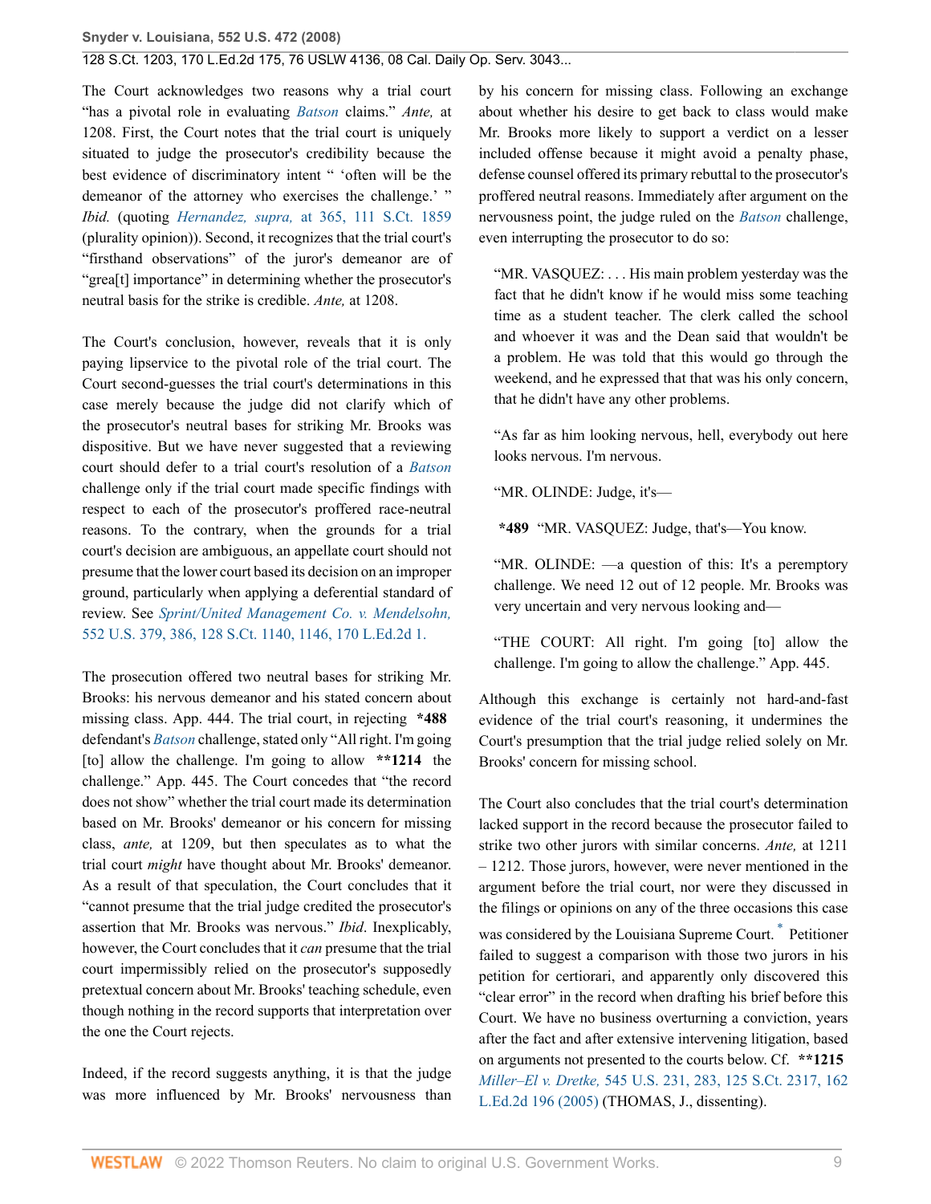The Court acknowledges two reasons why a trial court "has a pivotal role in evaluating *Batson* claims." *Ante,* at 1208. First, the Court notes that the trial court is uniquely situated to judge the prosecutor's credibility because the best evidence of discriminatory intent " 'often will be the demeanor of the attorney who exercises the challenge.' " *Ibid.* (quoting *Hernandez, supra,* at 365, 111 S.Ct. 1859 (plurality opinion)). Second, it recognizes that the trial court's "firsthand observations" of the juror's demeanor are of "grea[t] importance" in determining whether the prosecutor's neutral basis for the strike is credible. *Ante,* at 1208.

The Court's conclusion, however, reveals that it is only paying lipservice to the pivotal role of the trial court. The Court second-guesses the trial court's determinations in this case merely because the judge did not clarify which of the prosecutor's neutral bases for striking Mr. Brooks was dispositive. But we have never suggested that a reviewing court should defer to a trial court's resolution of a *Batson* challenge only if the trial court made specific findings with respect to each of the prosecutor's proffered race-neutral reasons. To the contrary, when the grounds for a trial court's decision are ambiguous, an appellate court should not presume that the lower court based its decision on an improper ground, particularly when applying a deferential standard of review. See *Sprint/United Management Co. v. Mendelsohn,* 552 U.S. 379, 386, 128 S.Ct. 1140, 1146, 170 L.Ed.2d 1.

The prosecution offered two neutral bases for striking Mr. Brooks: his nervous demeanor and his stated concern about missing class. App. 444. The trial court, in rejecting **\*488** defendant's *Batson* challenge, stated only "All right. I'm going [to] allow the challenge. I'm going to allow **\*\*1214** the challenge." App. 445. The Court concedes that "the record does not show" whether the trial court made its determination based on Mr. Brooks' demeanor or his concern for missing class, *ante,* at 1209, but then speculates as to what the trial court *might* have thought about Mr. Brooks' demeanor. As a result of that speculation, the Court concludes that it "cannot presume that the trial judge credited the prosecutor's assertion that Mr. Brooks was nervous." *Ibid*. Inexplicably, however, the Court concludes that it *can* presume that the trial court impermissibly relied on the prosecutor's supposedly pretextual concern about Mr. Brooks' teaching schedule, even though nothing in the record supports that interpretation over the one the Court rejects.

Indeed, if the record suggests anything, it is that the judge was more influenced by Mr. Brooks' nervousness than by his concern for missing class. Following an exchange about whether his desire to get back to class would make Mr. Brooks more likely to support a verdict on a lesser included offense because it might avoid a penalty phase, defense counsel offered its primary rebuttal to the prosecutor's proffered neutral reasons. Immediately after argument on the nervousness point, the judge ruled on the *Batson* challenge, even interrupting the prosecutor to do so:

> "MR. VASQUEZ: . . . His main problem yesterday was the fact that he didn't know if he would miss some teaching time as a student teacher. The clerk called the school and whoever it was and the Dean said that wouldn't be a problem. He was told that this would go through the weekend, and he expressed that that was his only concern, that he didn't have any other problems.
>
> "As far as him looking nervous, hell, everybody out here looks nervous. I'm nervous.
>
> "MR. OLINDE: Judge, it's—
>
> **\*489** "MR. VASQUEZ: Judge, that's—You know.
>
> "MR. OLINDE: —a question of this: It's a peremptory challenge. We need 12 out of 12 people. Mr. Brooks was very uncertain and very nervous looking and—
>
> "THE COURT: All right. I'm going [to] allow the challenge. I'm going to allow the challenge." App. 445.

Although this exchange is certainly not hard-and-fast evidence of the trial court's reasoning, it undermines the Court's presumption that the trial judge relied solely on Mr. Brooks' concern for missing school.

The Court also concludes that the trial court's determination lacked support in the record because the prosecutor failed to strike two other jurors with similar concerns. *Ante,* at 1211 – 1212. Those jurors, however, were never mentioned in the argument before the trial court, nor were they discussed in the filings or opinions on any of the three occasions this case was considered by the Louisiana Supreme Court.[*] Petitioner failed to suggest a comparison with those two jurors in his petition for certiorari, and apparently only discovered this "clear error" in the record when drafting his brief before this Court. We have no business overturning a conviction, years after the fact and after extensive intervening litigation, based on arguments not presented to the courts below. Cf. **\*\*1215** *Miller–El v. Dretke,* 545 U.S. 231, 283, 125 S.Ct. 2317, 162 L.Ed.2d 196 (2005) (THOMAS, J., dissenting).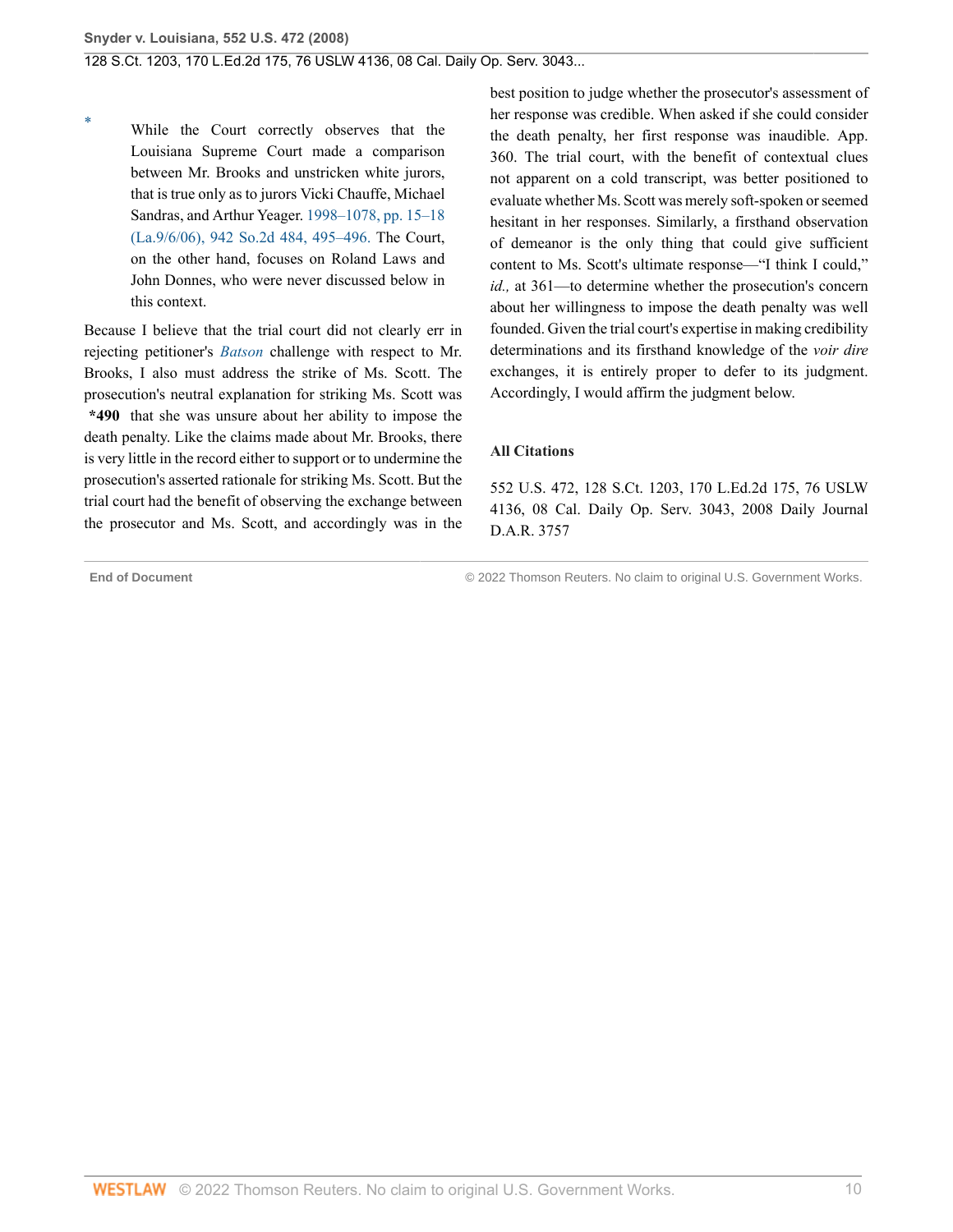\* While the Court correctly observes that the Louisiana Supreme Court made a comparison between Mr. Brooks and unstricken white jurors, that is true only as to jurors Vicki Chauffe, Michael Sandras, and Arthur Yeager. 1998–1078, pp. 15–18 (La.9/6/06), 942 So.2d 484, 495–496. The Court, on the other hand, focuses on Roland Laws and John Donnes, who were never discussed below in this context.

Because I believe that the trial court did not clearly err in rejecting petitioner's *Batson* challenge with respect to Mr. Brooks, I also must address the strike of Ms. Scott. The prosecution's neutral explanation for striking Ms. Scott was **\*490** that she was unsure about her ability to impose the death penalty. Like the claims made about Mr. Brooks, there is very little in the record either to support or to undermine the prosecution's asserted rationale for striking Ms. Scott. But the trial court had the benefit of observing the exchange between the prosecutor and Ms. Scott, and accordingly was in the best position to judge whether the prosecutor's assessment of her response was credible. When asked if she could consider the death penalty, her first response was inaudible. App. 360. The trial court, with the benefit of contextual clues not apparent on a cold transcript, was better positioned to evaluate whether Ms. Scott was merely soft-spoken or seemed hesitant in her responses. Similarly, a firsthand observation of demeanor is the only thing that could give sufficient content to Ms. Scott's ultimate response—"I think I could," *id.,* at 361—to determine whether the prosecution's concern about her willingness to impose the death penalty was well founded. Given the trial court's expertise in making credibility determinations and its firsthand knowledge of the *voir dire* exchanges, it is entirely proper to defer to its judgment. Accordingly, I would affirm the judgment below.

## All Citations

552 U.S. 472, 128 S.Ct. 1203, 170 L.Ed.2d 175, 76 USLW 4136, 08 Cal. Daily Op. Serv. 3043, 2008 Daily Journal D.A.R. 3757

**End of Document** © 2022 Thomson Reuters. No claim to original U.S. Government Works.